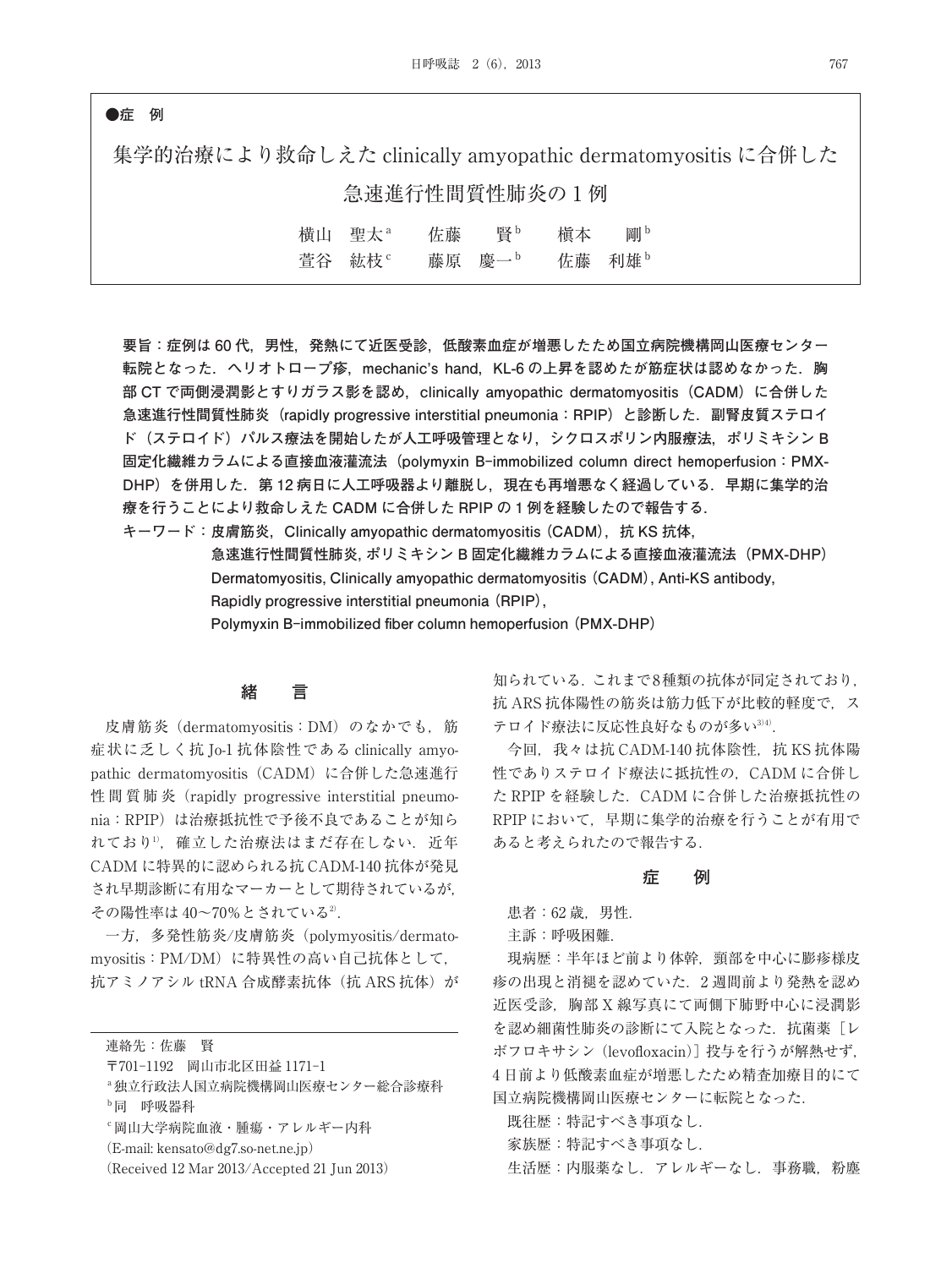●症　例

# 集学的治療により救命しえた clinically amyopathic dermatomyositis に合併した急速進行性間質性肺炎の 1 例

横山　聖太[a]　佐藤　賢[b]　槇本　剛[b]
萱谷　紘枝[c]　藤原　慶一[b]　佐藤　利雄[b]

**要旨：症例は 60 代，男性，発熱にて近医受診，低酸素血症が増悪したため国立病院機構岡山医療センター転院となった．ヘリオトロープ疹，mechanic's hand，KL-6 の上昇を認めたが筋症状は認めなかった．胸部 CT で両側浸潤影とすりガラス影を認め，clinically amyopathic dermatomyositis（CADM）に合併した急速進行性間質性肺炎（rapidly progressive interstitial pneumonia：RPIP）と診断した．副腎皮質ステロイド（ステロイド）パルス療法を開始したが人工呼吸管理となり，シクロスポリン内服療法，ポリミキシン B 固定化繊維カラムによる直接血液灌流法（polymyxin B-immobilized column direct hemoperfusion：PMX-DHP）を併用した．第 12 病日に人工呼吸器より離脱し，現在も再増悪なく経過している．早期に集学的治療を行うことにより救命しえた CADM に合併した RPIP の 1 例を経験したので報告する．**

**キーワード：皮膚筋炎，Clinically amyopathic dermatomyositis（CADM），抗 KS 抗体，急速進行性間質性肺炎，ポリミキシン B 固定化繊維カラムによる直接血液灌流法（PMX-DHP）**
**Dermatomyositis, Clinically amyopathic dermatomyositis（CADM），Anti-KS antibody, Rapidly progressive interstitial pneumonia（RPIP），Polymyxin B-immobilized fiber column hemoperfusion（PMX-DHP）**

## 緒　言

皮膚筋炎（dermatomyositis：DM）のなかでも，筋症状に乏しく抗 Jo-1 抗体陰性である clinically amyopathic dermatomyositis（CADM）に合併した急速進行性間質性肺炎（rapidly progressive interstitial pneumonia：RPIP）は治療抵抗性で予後不良であることが知られており[1]，確立した治療法はまだ存在しない．近年 CADM に特異的に認められる抗 CADM-140 抗体が発見され早期診断に有用なマーカーとして期待されているが，その陽性率は 40～70% とされている[2]．

一方，多発性筋炎/皮膚筋炎（polymyositis/dermatomyositis：PM/DM）に特異性の高い自己抗体として，抗アミノアシル tRNA 合成酵素抗体（抗 ARS 抗体）が知られている．これまで 8 種類の抗体が同定されており，抗 ARS 抗体陽性の筋炎は筋力低下が比較的軽度で，ステロイド療法に反応性良好なものが多い[3][4]．

今回，我々は抗 CADM-140 抗体陰性，抗 KS 抗体陽性でありステロイド療法に抵抗性の，CADM に合併した RPIP を経験した．CADM に合併した治療抵抗性の RPIP において，早期に集学的治療を行うことが有用であると考えられたので報告する．

## 症　例

患者：62 歳，男性．

主訴：呼吸困難．

現病歴：半年ほど前より体幹，頸部を中心に膨疹様皮疹の出現と消褪を認めていた．2 週間前より発熱を認め近医受診，胸部 X 線写真にて両側下肺野中心に浸潤影を認め細菌性肺炎の診断にて入院となった．抗菌薬［レボフロキサシン（levofloxacin）］投与を行うが解熱せず，4 日前より低酸素血症が増悪したため精査加療目的にて国立病院機構岡山医療センターに転院となった．

既往歴：特記すべき事項なし．

家族歴：特記すべき事項なし．

生活歴：内服薬なし．アレルギーなし．事務職，粉塵

---

連絡先：佐藤　賢
〒701-1192　岡山市北区田益 1171-1
[a] 独立行政法人国立病院機構岡山医療センター総合診療科
[b] 同　呼吸器科
[c] 岡山大学病院血液・腫瘍・アレルギー内科
（E-mail: kensato@dg7.so-net.ne.jp）
（Received 12 Mar 2013/Accepted 21 Jun 2013）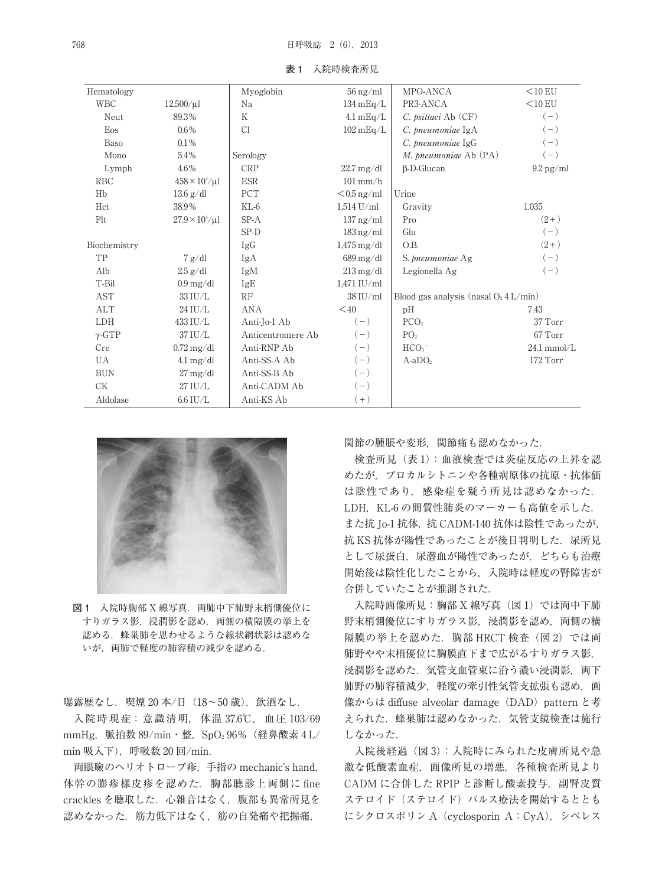**表 1　入院時検査所見**

| Hematology | | Myoglobin | 56 ng/ml | MPO-ANCA | <10 EU |
|---|---|---|---|---|---|
| WBC | 12,500/μl | Na | 134 mEq/L | PR3-ANCA | <10 EU |
| Neut | 89.3% | K | 4.1 mEq/L | *C. psittaci* Ab (CF) | (−) |
| Eos | 0.6% | Cl | 102 mEq/L | *C. pneumoniae* IgA | (−) |
| Baso | 0.1% | | | *C. pneumoniae* IgG | (−) |
| Mono | 5.4% | Serology | | *M. pneumoniae* Ab (PA) | (−) |
| Lymph | 4.6% | CRP | 22.7 mg/dl | β-D-Glucan | 9.2 pg/ml |
| RBC | $458 \times 10^4$/μl | ESR | 101 mm/h | Urine | |
| Hb | 13.6 g/dl | PCT | <0.5 ng/ml | Gravity | 1.035 |
| Hct | 38.9% | KL-6 | 1,514 U/ml | Pro | (2+) |
| Plt | $27.9 \times 10^4$/μl | SP-A | 137 ng/ml | Glu | (−) |
| | | SP-D | 183 ng/ml | O.B. | (2+) |
| Biochemistry | | IgG | 1,475 mg/dl | *S. pneumoniae* Ag | (−) |
| TP | 7 g/dl | IgA | 689 mg/dl | Legionella Ag | (−) |
| Alb | 2.5 g/dl | IgM | 213 mg/dl | | |
| T-Bil | 0.9 mg/dl | IgE | 1,471 IU/ml | | |
| AST | 33 IU/L | RF | 38 IU/ml | Blood gas analysis (nasal $O_2$ 4 L/min) | |
| ALT | 24 IU/L | ANA | <40 | pH | 7.43 |
| LDH | 433 IU/L | Anti-Jo-1 Ab | (−) | $PCO_2$ | 37 Torr |
| γ-GTP | 37 IU/L | Anticentromere Ab | (−) | $PO_2$ | 67 Torr |
| Cre | 0.72 mg/dl | Anti-RNP Ab | (−) | $HCO_3^-$ | 24.1 mmol/L |
| UA | 4.1 mg/dl | Anti-SS-A Ab | (−) | A-a$DO_2$ | 172 Torr |
| BUN | 27 mg/dl | Anti-SS-B Ab | (−) | | |
| CK | 27 IU/L | Anti-CADM Ab | (−) | | |
| Aldolase | 6.6 IU/L | Anti-KS Ab | (+) | | |

**図 1**　入院時胸部 X 線写真．両肺中下肺野末梢側優位にすりガラス影，浸潤影を認め，両側の横隔膜の挙上を認める．蜂巣肺を思わせるような線状網状影は認めないが，両肺で軽度の肺容積の減少を認める．

曝露歴なし．喫煙 20 本/日（18～50 歳）．飲酒なし．

入院時現症：意識清明，体温 37.6℃，血圧 103/69 mmHg，脈拍数 89/min・整，$SpO_2$ 96%（経鼻酸素 4 L/min 吸入下），呼吸数 20 回/min.

両眼瞼のヘリオトロープ疹，手指の mechanic's hand，体幹の膨疹様皮疹を認めた．胸部聴診上両側に fine crackles を聴取した．心雑音はなく，腹部も異常所見を認めなかった．筋力低下はなく，筋の自発痛や把握痛，関節の腫脹や変形，関節痛も認めなかった．

検査所見（表 1）：血液検査では炎症反応の上昇を認めたが，プロカルシトニンや各種病原体の抗原・抗体価は陰性であり，感染症を疑う所見は認めなかった．LDH，KL-6 の間質性肺炎のマーカーも高値を示した．また抗 Jo-1 抗体，抗 CADM-140 抗体は陰性であったが，抗 KS 抗体が陽性であったことが後日判明した．尿所見として尿蛋白，尿潜血が陽性であったが，どちらも治療開始後は陰性化したことから，入院時は軽度の腎障害が合併していたことが推測された．

入院時画像所見：胸部 X 線写真（図 1）では両中下肺野末梢側優位にすりガラス影，浸潤影を認め，両側の横隔膜の挙上を認めた．胸部 HRCT 検査（図 2）では両肺野やや末梢優位に胸膜直下まで広がるすりガラス影，浸潤影を認めた．気管支血管束に沿う濃い浸潤影，両下肺野の肺容積減少，軽度の牽引性気管支拡張も認め，画像からは diffuse alveolar damage（DAD）pattern と考えられた．蜂巣肺は認めなかった．気管支鏡検査は施行しなかった．

入院後経過（図 3）：入院時にみられた皮膚所見や急激な低酸素血症，画像所見の増悪，各種検査所見より CADM に合併した RPIP と診断し酸素投与，副腎皮質ステロイド（ステロイド）パルス療法を開始するとともにシクロスポリン A（cyclosporin A：CyA），シベレス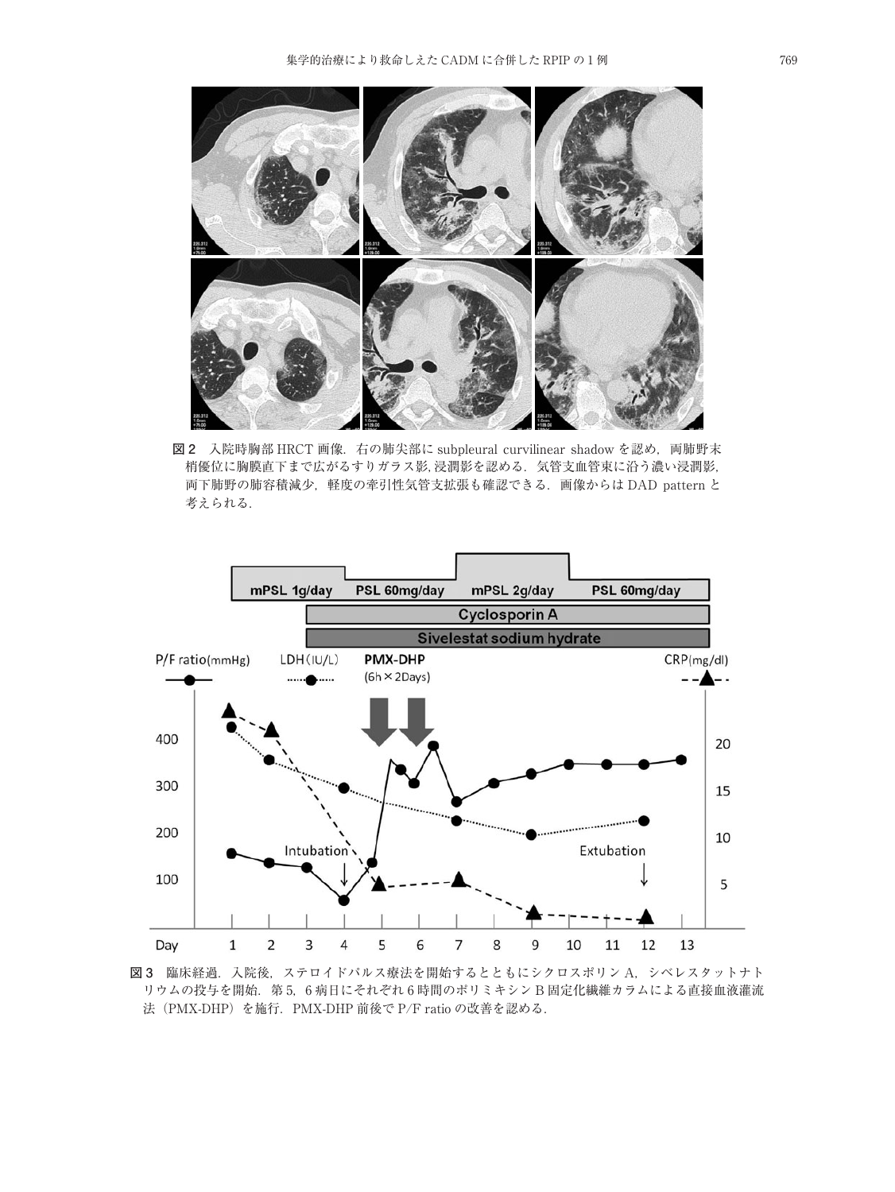図２　入院時胸部 HRCT 画像．右の肺尖部に subpleural curvilinear shadow を認め，両肺野末梢優位に胸膜直下まで広がるすりガラス影，浸潤影を認める．気管支血管束に沿う濃い浸潤影，両下肺野の肺容積減少，軽度の牽引性気管支拡張も確認できる．画像からは DAD pattern と考えられる．

図３　臨床経過．入院後，ステロイドパルス療法を開始するとともにシクロスポリン A，シベレスタットナトリウムの投与を開始．第 5，6 病日にそれぞれ 6 時間のポリミキシン B 固定化繊維カラムによる直接血液灌流法（PMX-DHP）を施行．PMX-DHP 前後で P/F ratio の改善を認める．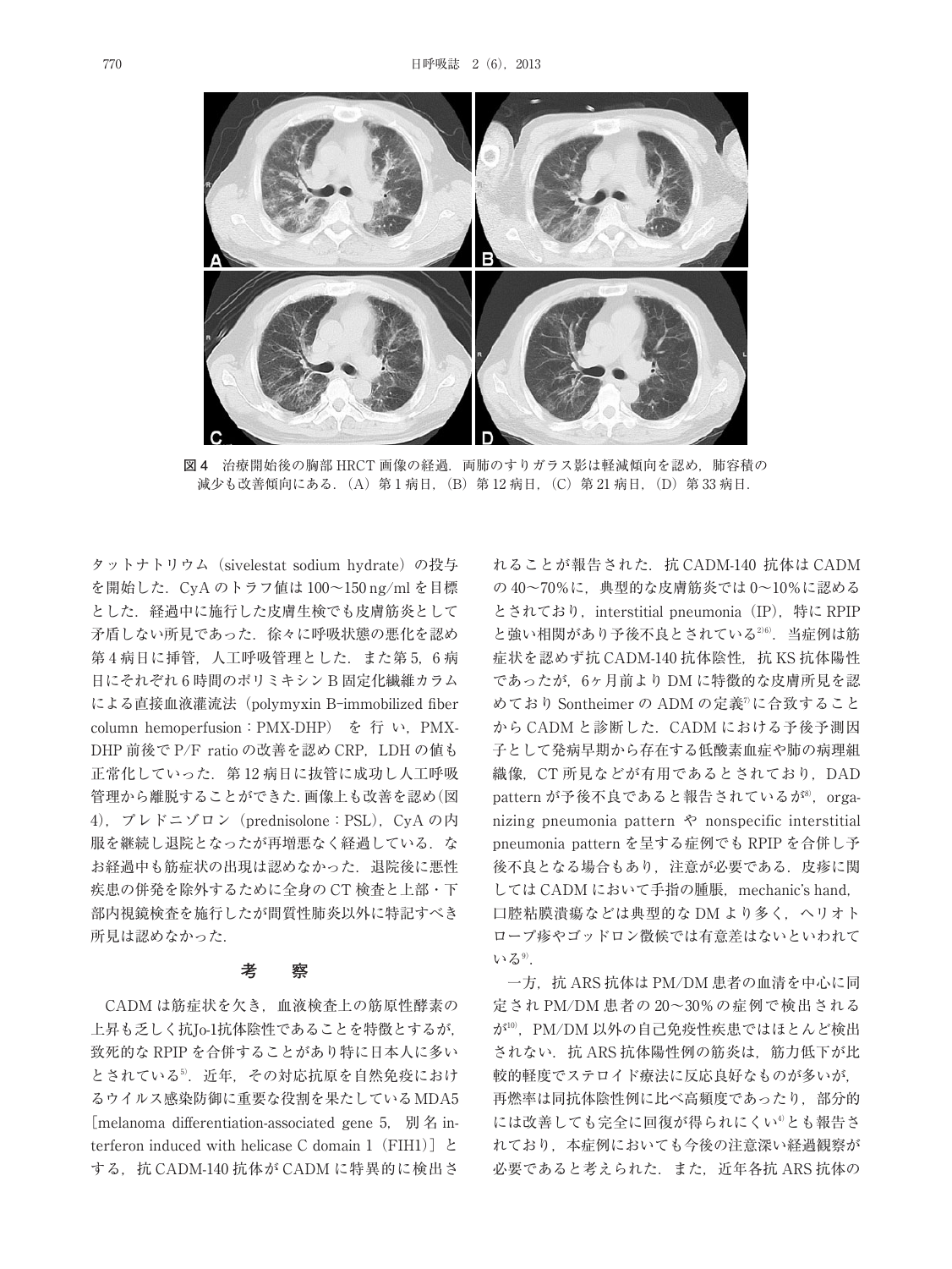図4　治療開始後の胸部 HRCT 画像の経過．両肺のすりガラス影は軽減傾向を認め，肺容積の減少も改善傾向にある．（A）第1病日，（B）第12病日，（C）第21病日，（D）第33病日．

タットナトリウム（sivelestat sodium hydrate）の投与を開始した．CyA のトラフ値は 100～150 ng/ml を目標とした．経過中に施行した皮膚生検でも皮膚筋炎として矛盾しない所見であった．徐々に呼吸状態の悪化を認め第4病日に挿管，人工呼吸管理とした．また第5，6病日にそれぞれ6時間のポリミキシン B 固定化繊維カラムによる直接血液灌流法（polymyxin B-immobilized fiber column hemoperfusion：PMX-DHP）を行い，PMX-DHP 前後で P/F ratio の改善を認め CRP，LDH の値も正常化していった．第12病日に抜管に成功し人工呼吸管理から離脱することができた．画像上も改善を認め（図4），プレドニゾロン（prednisolone：PSL），CyA の内服を継続し退院となったが再増悪なく経過している．なお経過中も筋症状の出現は認めなかった．退院後に悪性疾患の併発を除外するために全身の CT 検査と上部・下部内視鏡検査を施行したが間質性肺炎以外に特記すべき所見は認めなかった．

## 考　察

CADM は筋症状を欠き，血液検査上の筋原性酵素の上昇も乏しく抗Jo-1抗体陰性であることを特徴とするが，致死的な RPIP を合併することがあり特に日本人に多いとされている[5]．近年，その対応抗原を自然免疫におけるウイルス感染防御に重要な役割を果たしている MDA5［melanoma differentiation-associated gene 5，別名 interferon induced with helicase C domain 1（FIH1）］とする，抗 CADM-140 抗体が CADM に特異的に検出されることが報告された．抗 CADM-140 抗体は CADM の 40～70% に，典型的な皮膚筋炎では 0～10% に認めるとされており，interstitial pneumonia（IP），特に RPIP と強い相関があり予後不良とされている[2][6]．当症例は筋症状を認めず抗 CADM-140 抗体陰性，抗 KS 抗体陽性であったが，6ヶ月前より DM に特徴的な皮膚所見を認めており Sontheimer の ADM の定義[7]に合致することから CADM と診断した．CADM における予後予測因子として発病早期から存在する低酸素血症や肺の病理組織像，CT 所見などが有用であるとされており，DAD pattern が予後不良であると報告されているが[8]，organizing pneumonia pattern や nonspecific interstitial pneumonia pattern を呈する症例でも RPIP を合併し予後不良となる場合もあり，注意が必要である．皮疹に関しては CADM において手指の腫脹，mechanic's hand，口腔粘膜潰瘍などは典型的な DM より多く，ヘリオトロープ疹やゴッドロン徴候では有意差はないといわれている[9]．

一方，抗 ARS 抗体は PM/DM 患者の血清を中心に同定され PM/DM 患者の 20～30% の症例で検出されるが[10]，PM/DM 以外の自己免疫性疾患ではほとんど検出されない．抗 ARS 抗体陽性例の筋炎は，筋力低下が比較的軽度でステロイド療法に反応良好なものが多いが，再燃率は同抗体陰性例に比べ高頻度であったり，部分的には改善しても完全に回復が得られにくい[4]とも報告されており，本症例においても今後の注意深い経過観察が必要であると考えられた．また，近年各抗 ARS 抗体の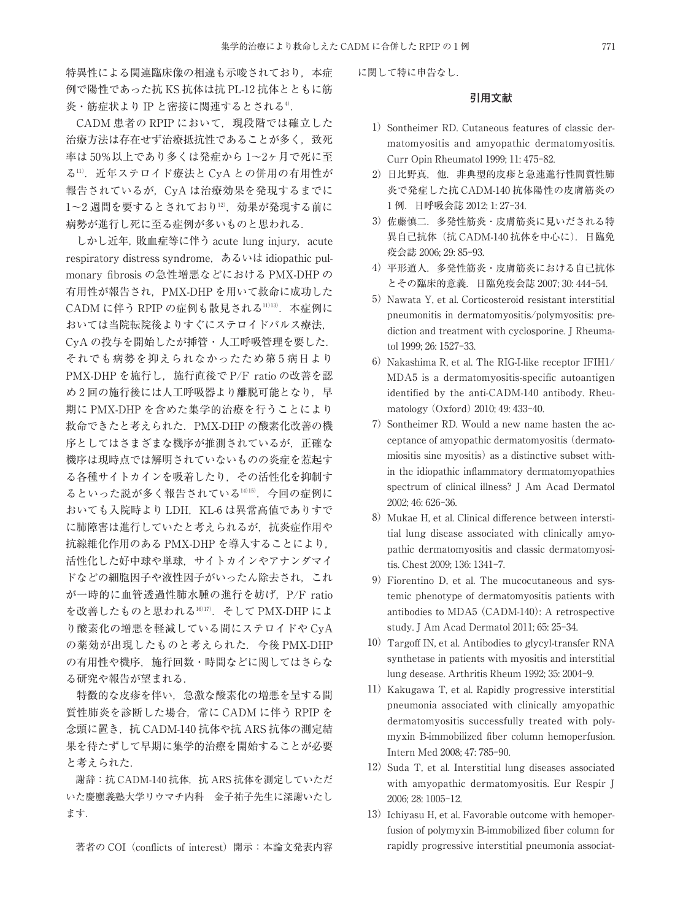特異性による関連臨床像の相違も示唆されており，本症例で陽性であった抗 KS 抗体は抗 PL-12 抗体とともに筋炎・筋症状より IP と密接に関連するとされる[4]．

CADM 患者の RPIP において，現段階では確立した治療方法は存在せず治療抵抗性であることが多く，致死率は 50％以上であり多くは発症から 1〜2ヶ月で死に至る[11]．近年ステロイド療法と CyA との併用の有用性が報告されているが，CyA は治療効果を発現するまでに 1〜2 週間を要するとされており[12]，効果が発現する前に病勢が進行し死に至る症例が多いものと思われる．

しかし近年，敗血症等に伴う acute lung injury，acute respiratory distress syndrome，あるいは idiopathic pulmonary fibrosis の急性増悪などにおける PMX-DHP の有用性が報告され，PMX-DHP を用いて救命に成功した CADM に伴う RPIP の症例も散見される[11][13]．本症例においては当院転院後よりすぐにステロイドパルス療法，CyA の投与を開始したが挿管・人工呼吸管理を要した．それでも病勢を抑えられなかったため第 5 病日より PMX-DHP を施行し，施行直後で P/F ratio の改善を認め 2 回の施行後には人工呼吸器より離脱可能となり，早期に PMX-DHP を含めた集学的治療を行うことにより救命できたと考えられた．PMX-DHP の酸素化改善の機序としてはさまざまな機序が推測されているが，正確な機序は現時点では解明されていないものの炎症を惹起する各種サイトカインを吸着したり，その活性化を抑制するといった説が多く報告されている[14][15]．今回の症例においても入院時より LDH，KL-6 は異常高値でありすでに肺障害は進行していたと考えられるが，抗炎症作用や抗線維化作用のある PMX-DHP を導入することにより，活性化した好中球や単球，サイトカインやアナンダマイドなどの細胞因子や液性因子がいったん除去され，これが一時的に血管透過性肺水腫の進行を妨げ，P/F ratio を改善したものと思われる[16][17]．そして PMX-DHP により酸素化の増悪を軽減している間にステロイドや CyA の薬効が出現したものと考えられた．今後 PMX-DHP の有用性や機序，施行回数・時間などに関してはさらなる研究や報告が望まれる．

特徴的な皮疹を伴い，急激な酸素化の増悪を呈する間質性肺炎を診断した場合，常に CADM に伴う RPIP を念頭に置き，抗 CADM-140 抗体や抗 ARS 抗体の測定結果を待たずして早期に集学的治療を開始することが必要と考えられた．

謝辞：抗 CADM-140 抗体，抗 ARS 抗体を測定していただいた慶應義塾大学リウマチ内科　金子祐子先生に深謝いたします．

著者の COI（conflicts of interest）開示：本論文発表内容に関して特に申告なし．

### 引用文献

1) Sontheimer RD. Cutaneous features of classic dermatomyositis and amyopathic dermatomyositis. Curr Opin Rheumatol 1999; 11: 475–82.
2) 日比野真，他．非典型的皮疹と急速進行性間質性肺炎で発症した抗 CADM-140 抗体陽性の皮膚筋炎の 1 例．日呼吸会誌 2012; 1: 27–34.
3) 佐藤慎二．多発性筋炎・皮膚筋炎に見いだされる特異自己抗体（抗 CADM-140 抗体を中心に）．日臨免疫会誌 2006; 29: 85–93.
4) 平形道人．多発性筋炎・皮膚筋炎における自己抗体とその臨床的意義．日臨免疫会誌 2007; 30: 444–54.
5) Nawata Y, et al. Corticosteroid resistant interstitial pneumonitis in dermatomyositis/polymyositis: prediction and treatment with cyclosporine. J Rheumatol 1999; 26: 1527–33.
6) Nakashima R, et al. The RIG-I-like receptor IFIH1/MDA5 is a dermatomyositis-specific autoantigen identified by the anti-CADM-140 antibody. Rheumatology (Oxford) 2010; 49: 433–40.
7) Sontheimer RD. Would a new name hasten the acceptance of amyopathic dermatomyositis (dermatomiositis sine myositis) as a distinctive subset within the idiopathic inflammatory dermatomyopathies spectrum of clinical illness? J Am Acad Dermatol 2002; 46: 626–36.
8) Mukae H, et al. Clinical difference between interstitial lung disease associated with clinically amyopathic dermatomyositis and classic dermatomyositis. Chest 2009; 136: 1341–7.
9) Fiorentino D, et al. The mucocutaneous and systemic phenotype of dermatomyositis patients with antibodies to MDA5 (CADM-140): A retrospective study. J Am Acad Dermatol 2011; 65: 25–34.
10) Targoff IN, et al. Antibodies to glycyl-transfer RNA synthetase in patients with myositis and interstitial lung desease. Arthritis Rheum 1992; 35: 2004–9.
11) Kakugawa T, et al. Rapidly progressive interstitial pneumonia associated with clinically amyopathic dermatomyositis successfully treated with polymyxin B-immobilized fiber column hemoperfusion. Intern Med 2008; 47: 785–90.
12) Suda T, et al. Interstitial lung diseases associated with amyopathic dermatomyositis. Eur Respir J 2006; 28: 1005–12.
13) Ichiyasu H, et al. Favorable outcome with hemoperfusion of polymyxin B-immobilized fiber column for rapidly progressive interstitial pneumonia associat-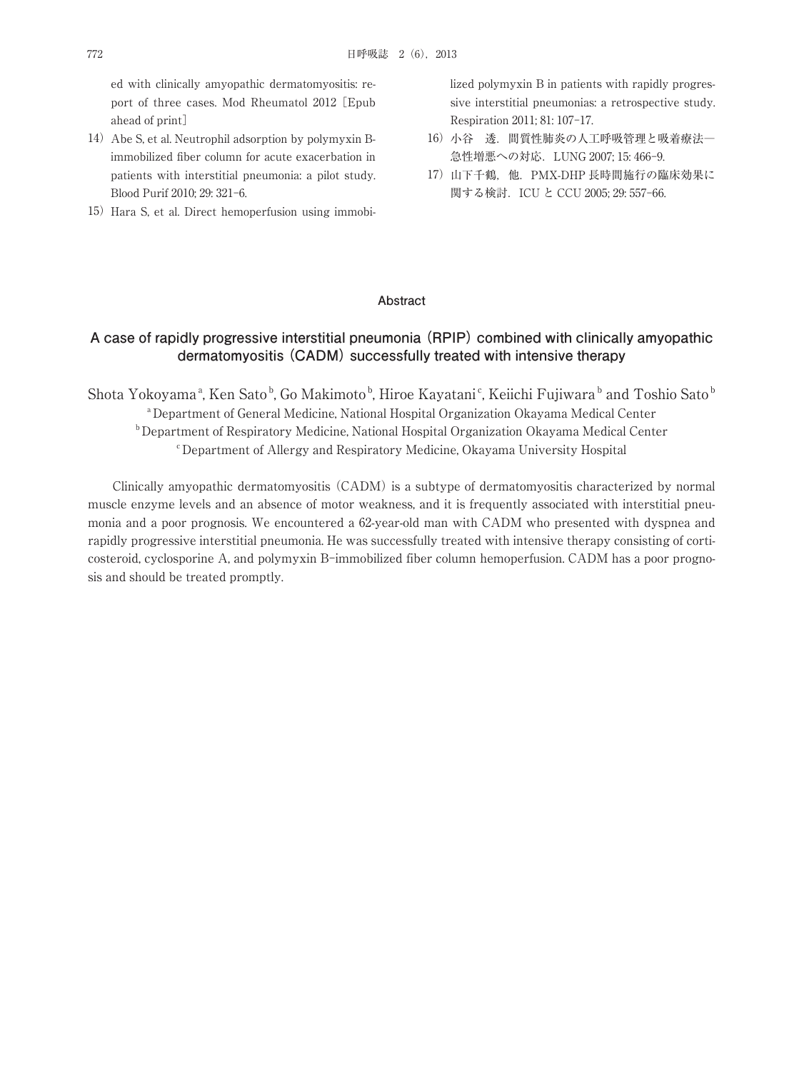ed with clinically amyopathic dermatomyositis: report of three cases. Mod Rheumatol 2012 [Epub ahead of print]

14) Abe S, et al. Neutrophil adsorption by polymyxin B-immobilized fiber column for acute exacerbation in patients with interstitial pneumonia: a pilot study. Blood Purif 2010; 29: 321-6.

15) Hara S, et al. Direct hemoperfusion using immobilized polymyxin B in patients with rapidly progressive interstitial pneumonias: a retrospective study. Respiration 2011; 81: 107-17.

16) 小谷　透．間質性肺炎の人工呼吸管理と吸着療法—急性増悪への対応．LUNG 2007; 15: 466-9.

17) 山下千鶴，他．PMX-DHP 長時間施行の臨床効果に関する検討．ICU と CCU 2005; 29: 557-66.

## Abstract

### A case of rapidly progressive interstitial pneumonia (RPIP) combined with clinically amyopathic dermatomyositis (CADM) successfully treated with intensive therapy

Shota Yokoyama[a], Ken Sato[b], Go Makimoto[b], Hiroe Kayatani[c], Keiichi Fujiwara[b] and Toshio Sato[b]

[a] Department of General Medicine, National Hospital Organization Okayama Medical Center
[b] Department of Respiratory Medicine, National Hospital Organization Okayama Medical Center
[c] Department of Allergy and Respiratory Medicine, Okayama University Hospital

Clinically amyopathic dermatomyositis (CADM) is a subtype of dermatomyositis characterized by normal muscle enzyme levels and an absence of motor weakness, and it is frequently associated with interstitial pneumonia and a poor prognosis. We encountered a 62-year-old man with CADM who presented with dyspnea and rapidly progressive interstitial pneumonia. He was successfully treated with intensive therapy consisting of corticosteroid, cyclosporine A, and polymyxin B-immobilized fiber column hemoperfusion. CADM has a poor prognosis and should be treated promptly.